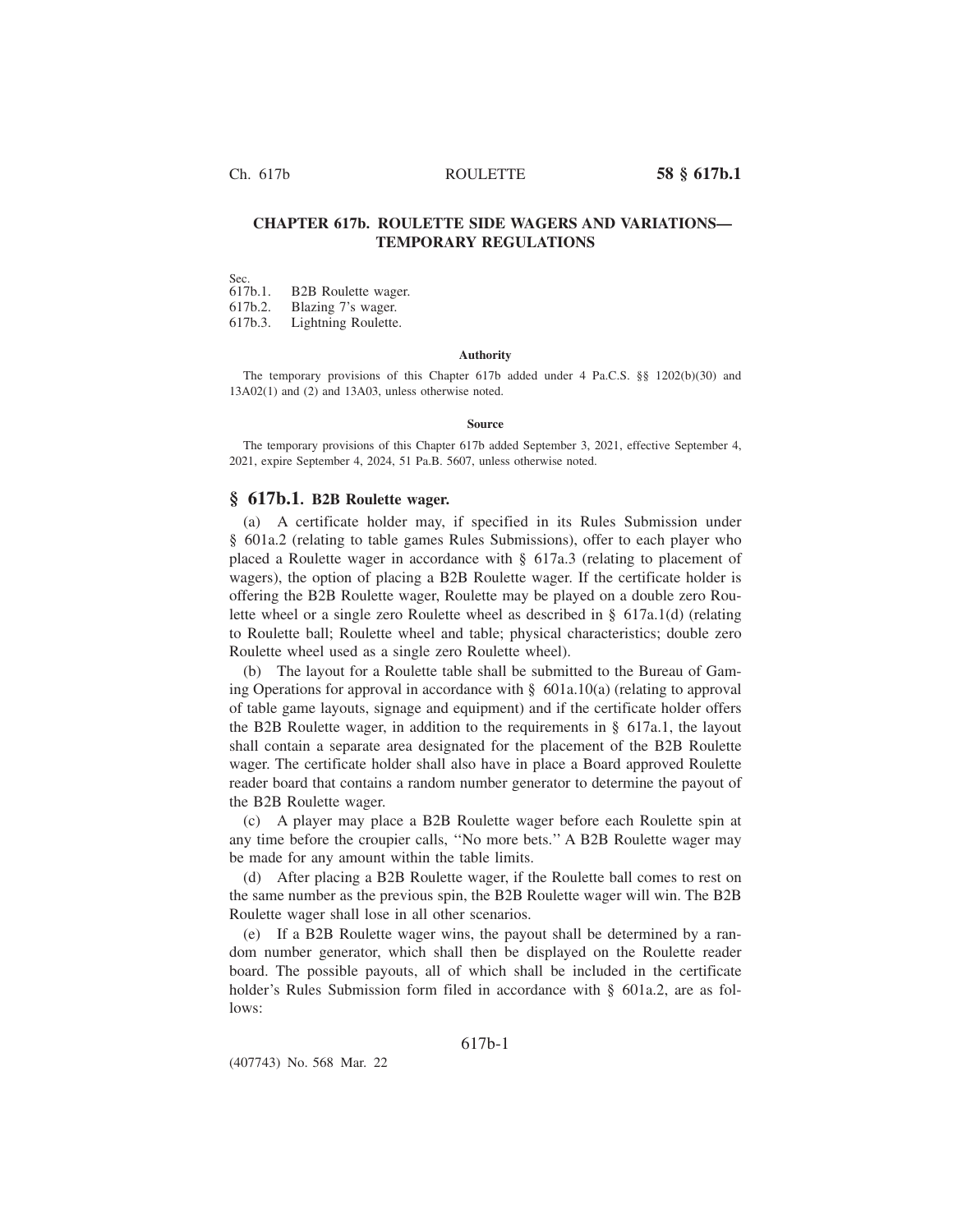# CHAPTER 617b. ROULETTE SIDE WAGERS AND VARIATIONS—TEMPORARY REGULATIONS

Sec.
617b.1. B2B Roulette wager.
617b.2. Blazing 7's wager.
617b.3. Lightning Roulette.

**Authority**

The temporary provisions of this Chapter 617b added under 4 Pa.C.S. §§ 1202(b)(30) and 13A02(1) and (2) and 13A03, unless otherwise noted.

**Source**

The temporary provisions of this Chapter 617b added September 3, 2021, effective September 4, 2021, expire September 4, 2024, 51 Pa.B. 5607, unless otherwise noted.

## § 617b.1. B2B Roulette wager.

(a) A certificate holder may, if specified in its Rules Submission under § 601a.2 (relating to table games Rules Submissions), offer to each player who placed a Roulette wager in accordance with § 617a.3 (relating to placement of wagers), the option of placing a B2B Roulette wager. If the certificate holder is offering the B2B Roulette wager, Roulette may be played on a double zero Roulette wheel or a single zero Roulette wheel as described in § 617a.1(d) (relating to Roulette ball; Roulette wheel and table; physical characteristics; double zero Roulette wheel used as a single zero Roulette wheel).

(b) The layout for a Roulette table shall be submitted to the Bureau of Gaming Operations for approval in accordance with § 601a.10(a) (relating to approval of table game layouts, signage and equipment) and if the certificate holder offers the B2B Roulette wager, in addition to the requirements in § 617a.1, the layout shall contain a separate area designated for the placement of the B2B Roulette wager. The certificate holder shall also have in place a Board approved Roulette reader board that contains a random number generator to determine the payout of the B2B Roulette wager.

(c) A player may place a B2B Roulette wager before each Roulette spin at any time before the croupier calls, ''No more bets.'' A B2B Roulette wager may be made for any amount within the table limits.

(d) After placing a B2B Roulette wager, if the Roulette ball comes to rest on the same number as the previous spin, the B2B Roulette wager will win. The B2B Roulette wager shall lose in all other scenarios.

(e) If a B2B Roulette wager wins, the payout shall be determined by a random number generator, which shall then be displayed on the Roulette reader board. The possible payouts, all of which shall be included in the certificate holder's Rules Submission form filed in accordance with § 601a.2, are as follows: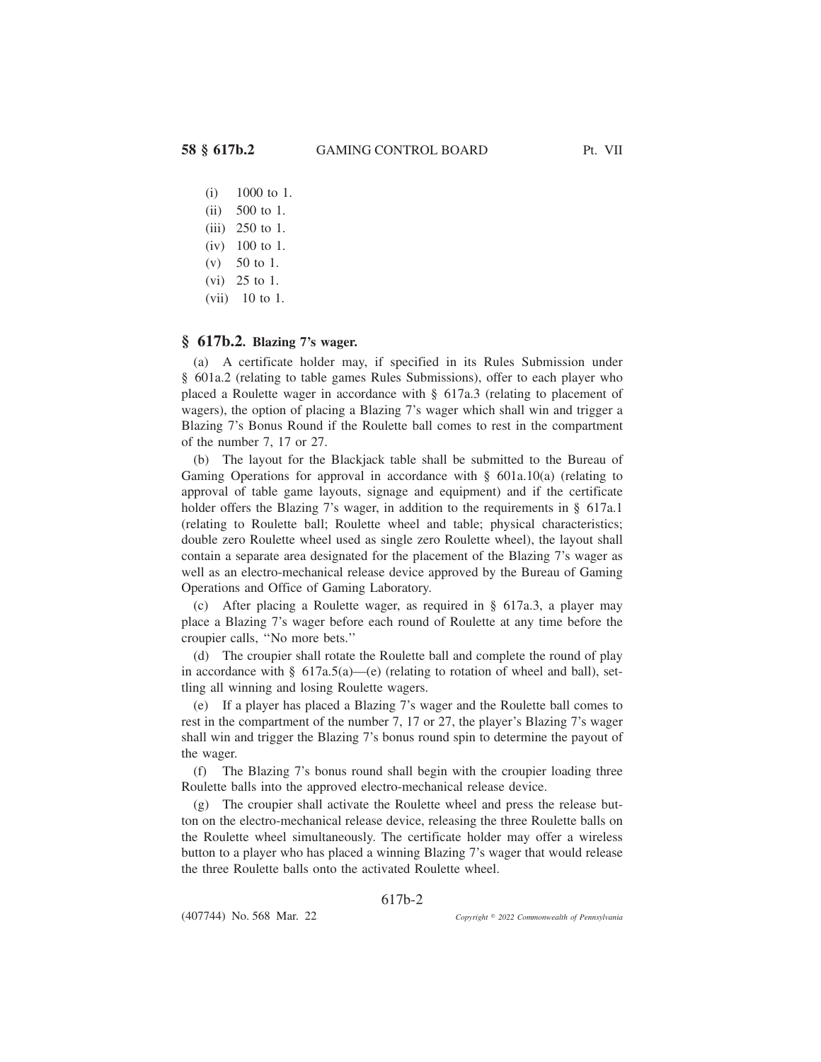(i) 1000 to 1.

(ii) 500 to 1.

(iii) 250 to 1.

(iv) 100 to 1.

(v) 50 to 1.

(vi) 25 to 1.

(vii) 10 to 1.

## § 617b.2. Blazing 7's wager.

(a) A certificate holder may, if specified in its Rules Submission under § 601a.2 (relating to table games Rules Submissions), offer to each player who placed a Roulette wager in accordance with § 617a.3 (relating to placement of wagers), the option of placing a Blazing 7's wager which shall win and trigger a Blazing 7's Bonus Round if the Roulette ball comes to rest in the compartment of the number 7, 17 or 27.

(b) The layout for the Blackjack table shall be submitted to the Bureau of Gaming Operations for approval in accordance with § 601a.10(a) (relating to approval of table game layouts, signage and equipment) and if the certificate holder offers the Blazing 7's wager, in addition to the requirements in § 617a.1 (relating to Roulette ball; Roulette wheel and table; physical characteristics; double zero Roulette wheel used as single zero Roulette wheel), the layout shall contain a separate area designated for the placement of the Blazing 7's wager as well as an electro-mechanical release device approved by the Bureau of Gaming Operations and Office of Gaming Laboratory.

(c) After placing a Roulette wager, as required in § 617a.3, a player may place a Blazing 7's wager before each round of Roulette at any time before the croupier calls, ''No more bets.''

(d) The croupier shall rotate the Roulette ball and complete the round of play in accordance with § 617a.5(a)—(e) (relating to rotation of wheel and ball), settling all winning and losing Roulette wagers.

(e) If a player has placed a Blazing 7's wager and the Roulette ball comes to rest in the compartment of the number 7, 17 or 27, the player's Blazing 7's wager shall win and trigger the Blazing 7's bonus round spin to determine the payout of the wager.

(f) The Blazing 7's bonus round shall begin with the croupier loading three Roulette balls into the approved electro-mechanical release device.

(g) The croupier shall activate the Roulette wheel and press the release button on the electro-mechanical release device, releasing the three Roulette balls on the Roulette wheel simultaneously. The certificate holder may offer a wireless button to a player who has placed a winning Blazing 7's wager that would release the three Roulette balls onto the activated Roulette wheel.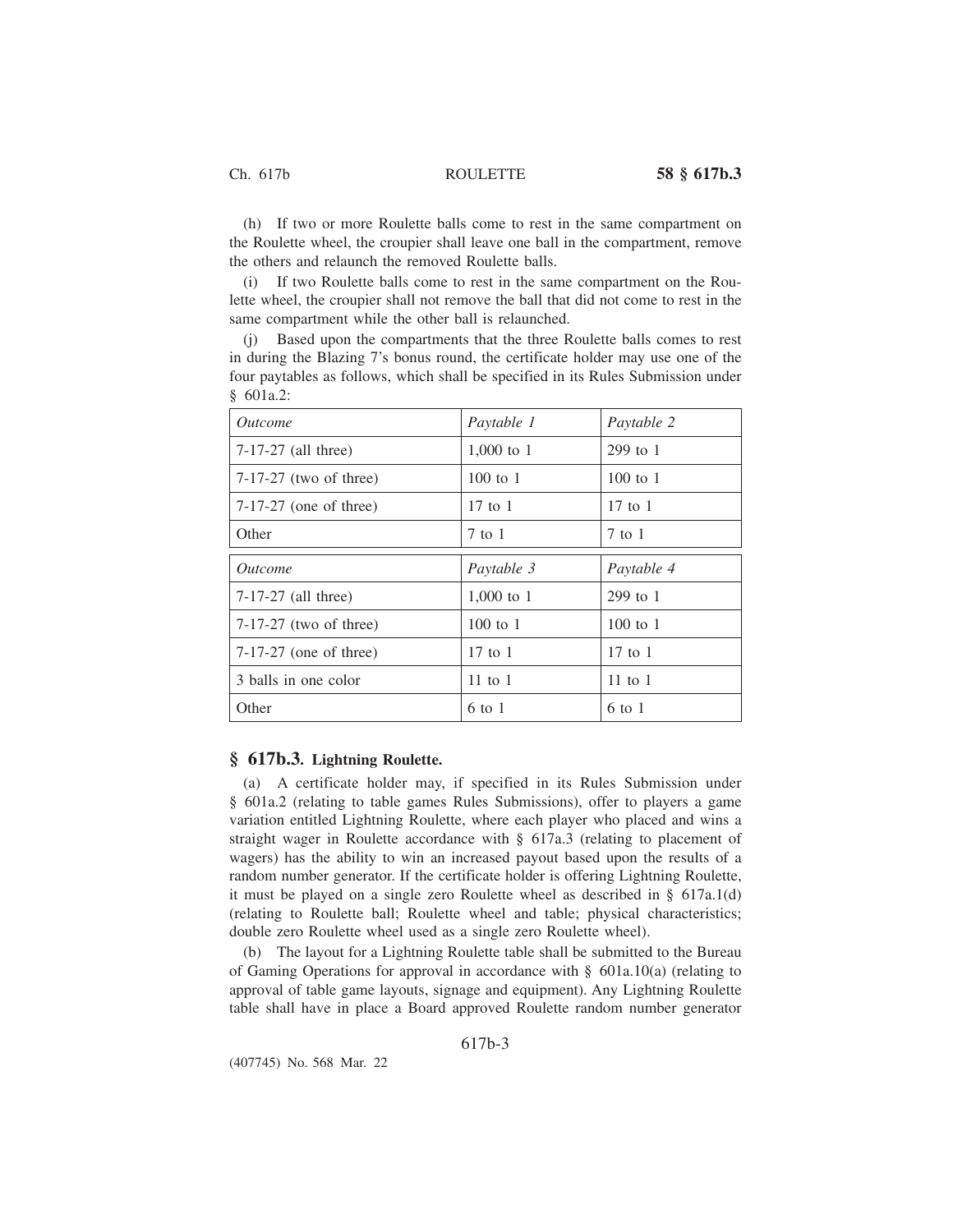(h) If two or more Roulette balls come to rest in the same compartment on the Roulette wheel, the croupier shall leave one ball in the compartment, remove the others and relaunch the removed Roulette balls.

(i) If two Roulette balls come to rest in the same compartment on the Roulette wheel, the croupier shall not remove the ball that did not come to rest in the same compartment while the other ball is relaunched.

(j) Based upon the compartments that the three Roulette balls comes to rest in during the Blazing 7's bonus round, the certificate holder may use one of the four paytables as follows, which shall be specified in its Rules Submission under § 601a.2:

| *Outcome* | *Paytable 1* | *Paytable 2* |
|---|---|---|
| 7-17-27 (all three) | 1,000 to 1 | 299 to 1 |
| 7-17-27 (two of three) | 100 to 1 | 100 to 1 |
| 7-17-27 (one of three) | 17 to 1 | 17 to 1 |
| Other | 7 to 1 | 7 to 1 |

| *Outcome* | *Paytable 3* | *Paytable 4* |
|---|---|---|
| 7-17-27 (all three) | 1,000 to 1 | 299 to 1 |
| 7-17-27 (two of three) | 100 to 1 | 100 to 1 |
| 7-17-27 (one of three) | 17 to 1 | 17 to 1 |
| 3 balls in one color | 11 to 1 | 11 to 1 |
| Other | 6 to 1 | 6 to 1 |

## § 617b.3. Lightning Roulette.

(a) A certificate holder may, if specified in its Rules Submission under § 601a.2 (relating to table games Rules Submissions), offer to players a game variation entitled Lightning Roulette, where each player who placed and wins a straight wager in Roulette accordance with § 617a.3 (relating to placement of wagers) has the ability to win an increased payout based upon the results of a random number generator. If the certificate holder is offering Lightning Roulette, it must be played on a single zero Roulette wheel as described in § 617a.1(d) (relating to Roulette ball; Roulette wheel and table; physical characteristics; double zero Roulette wheel used as a single zero Roulette wheel).

(b) The layout for a Lightning Roulette table shall be submitted to the Bureau of Gaming Operations for approval in accordance with § 601a.10(a) (relating to approval of table game layouts, signage and equipment). Any Lightning Roulette table shall have in place a Board approved Roulette random number generator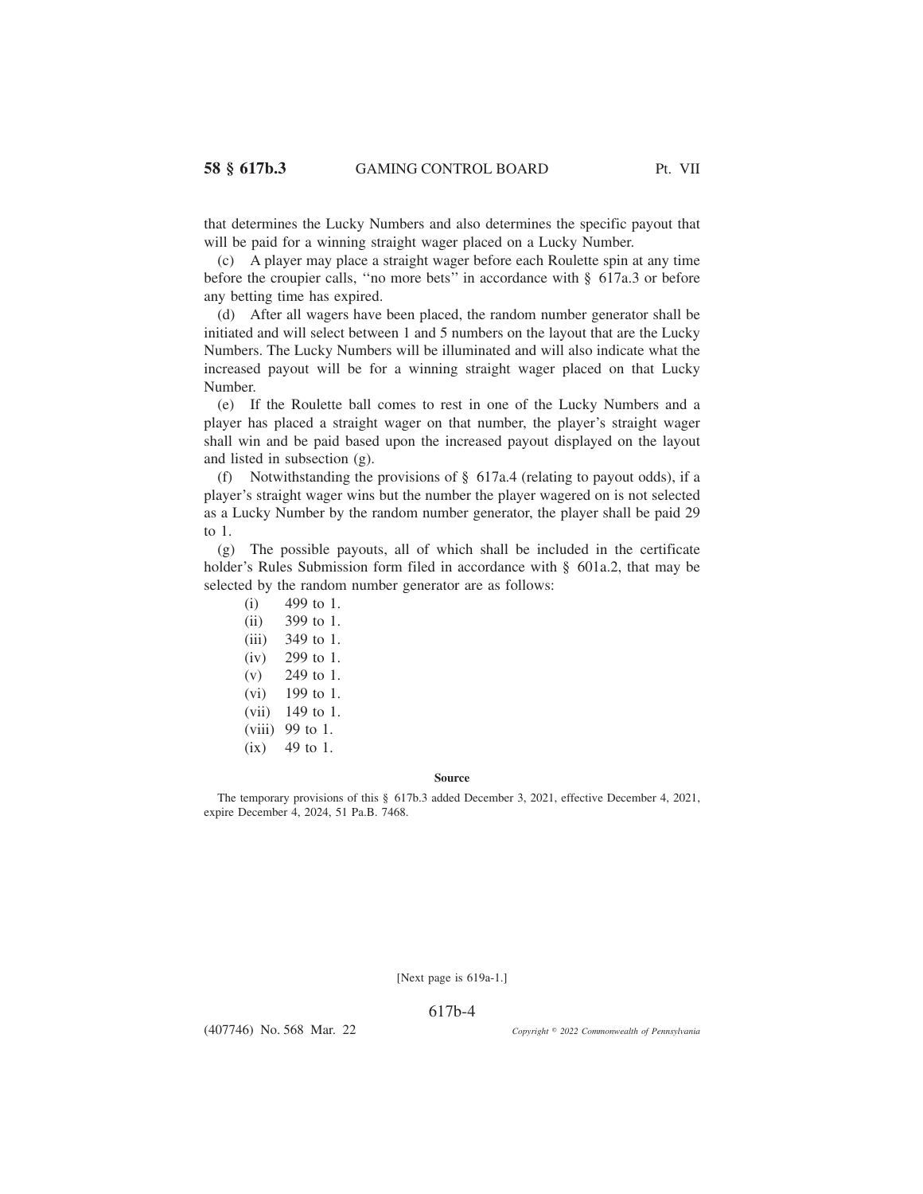that determines the Lucky Numbers and also determines the specific payout that will be paid for a winning straight wager placed on a Lucky Number.

(c) A player may place a straight wager before each Roulette spin at any time before the croupier calls, ''no more bets'' in accordance with § 617a.3 or before any betting time has expired.

(d) After all wagers have been placed, the random number generator shall be initiated and will select between 1 and 5 numbers on the layout that are the Lucky Numbers. The Lucky Numbers will be illuminated and will also indicate what the increased payout will be for a winning straight wager placed on that Lucky Number.

(e) If the Roulette ball comes to rest in one of the Lucky Numbers and a player has placed a straight wager on that number, the player's straight wager shall win and be paid based upon the increased payout displayed on the layout and listed in subsection (g).

(f) Notwithstanding the provisions of § 617a.4 (relating to payout odds), if a player's straight wager wins but the number the player wagered on is not selected as a Lucky Number by the random number generator, the player shall be paid 29 to 1.

(g) The possible payouts, all of which shall be included in the certificate holder's Rules Submission form filed in accordance with § 601a.2, that may be selected by the random number generator are as follows:

- (i) 499 to 1.
- (ii) 399 to 1.
- (iii) 349 to 1.
- (iv) 299 to 1.
- (v) 249 to 1.
- (vi) 199 to 1.
- (vii) 149 to 1.
- (viii) 99 to 1.
- (ix) 49 to 1.

**Source**

The temporary provisions of this § 617b.3 added December 3, 2021, effective December 4, 2021, expire December 4, 2024, 51 Pa.B. 7468.

[Next page is 619a-1.]